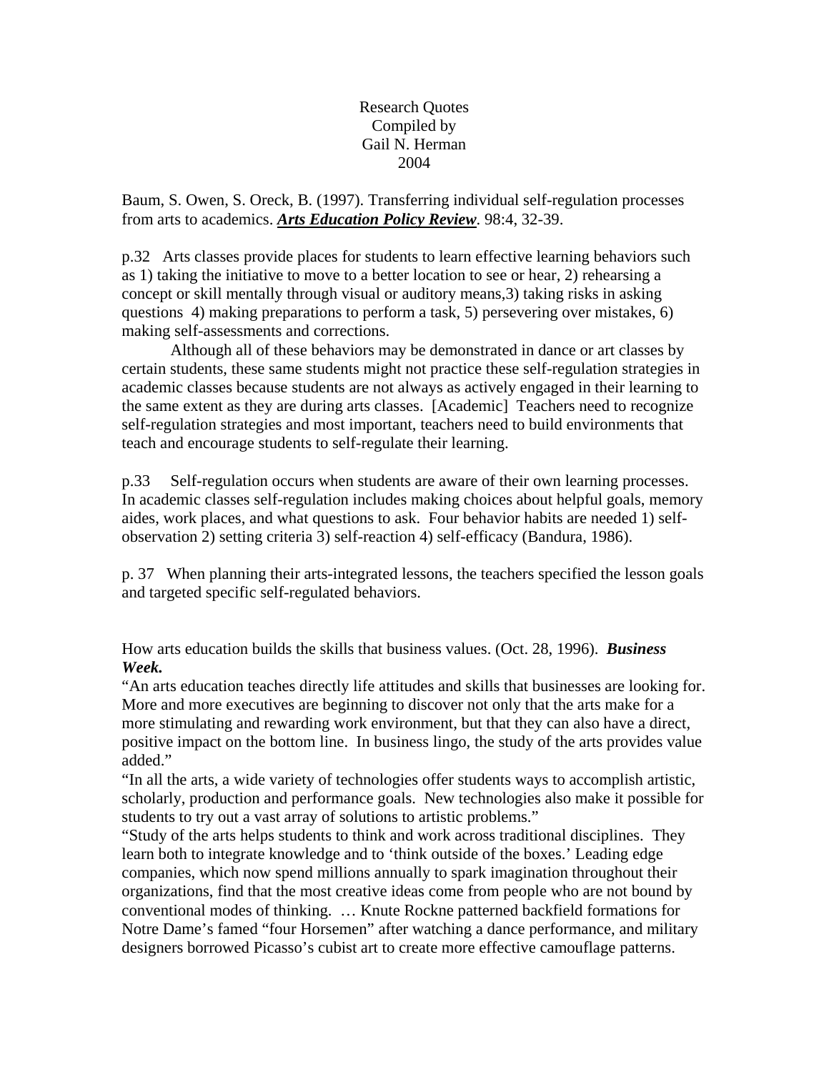Research Quotes
Compiled by
Gail N. Herman
2004

Baum, S. Owen, S. Oreck, B. (1997). Transferring individual self-regulation processes from arts to academics. ***Arts Education Policy Review***. 98:4, 32-39.

p.32 Arts classes provide places for students to learn effective learning behaviors such as 1) taking the initiative to move to a better location to see or hear, 2) rehearsing a concept or skill mentally through visual or auditory means,3) taking risks in asking questions 4) making preparations to perform a task, 5) persevering over mistakes, 6) making self-assessments and corrections.

Although all of these behaviors may be demonstrated in dance or art classes by certain students, these same students might not practice these self-regulation strategies in academic classes because students are not always as actively engaged in their learning to the same extent as they are during arts classes. [Academic] Teachers need to recognize self-regulation strategies and most important, teachers need to build environments that teach and encourage students to self-regulate their learning.

p.33 Self-regulation occurs when students are aware of their own learning processes. In academic classes self-regulation includes making choices about helpful goals, memory aides, work places, and what questions to ask. Four behavior habits are needed 1) self-observation 2) setting criteria 3) self-reaction 4) self-efficacy (Bandura, 1986).

p. 37 When planning their arts-integrated lessons, the teachers specified the lesson goals and targeted specific self-regulated behaviors.

How arts education builds the skills that business values. (Oct. 28, 1996). ***Business Week.***

"An arts education teaches directly life attitudes and skills that businesses are looking for. More and more executives are beginning to discover not only that the arts make for a more stimulating and rewarding work environment, but that they can also have a direct, positive impact on the bottom line. In business lingo, the study of the arts provides value added."

"In all the arts, a wide variety of technologies offer students ways to accomplish artistic, scholarly, production and performance goals. New technologies also make it possible for students to try out a vast array of solutions to artistic problems."

"Study of the arts helps students to think and work across traditional disciplines. They learn both to integrate knowledge and to 'think outside of the boxes.' Leading edge companies, which now spend millions annually to spark imagination throughout their organizations, find that the most creative ideas come from people who are not bound by conventional modes of thinking. … Knute Rockne patterned backfield formations for Notre Dame's famed "four Horsemen" after watching a dance performance, and military designers borrowed Picasso's cubist art to create more effective camouflage patterns.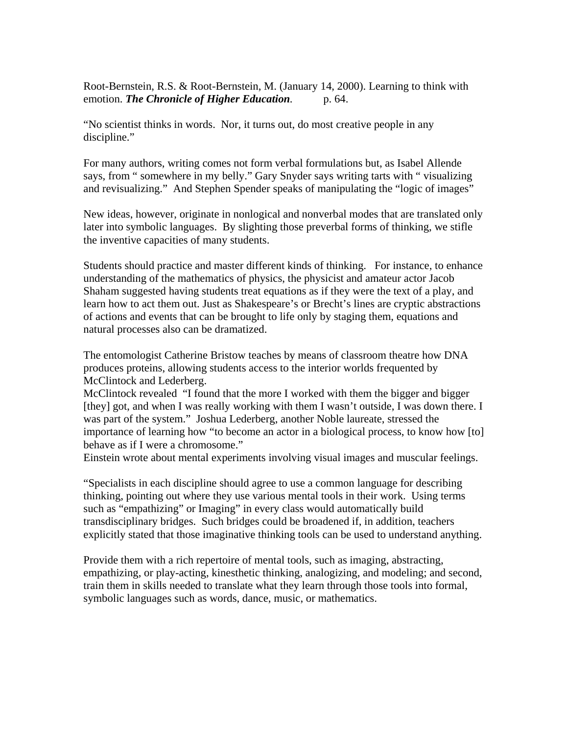Root-Bernstein, R.S. & Root-Bernstein, M. (January 14, 2000). Learning to think with emotion. ***The Chronicle of Higher Education***. p. 64.

"No scientist thinks in words. Nor, it turns out, do most creative people in any discipline."

For many authors, writing comes not form verbal formulations but, as Isabel Allende says, from " somewhere in my belly." Gary Snyder says writing tarts with " visualizing and revisualizing." And Stephen Spender speaks of manipulating the "logic of images"

New ideas, however, originate in nonlogical and nonverbal modes that are translated only later into symbolic languages. By slighting those preverbal forms of thinking, we stifle the inventive capacities of many students.

Students should practice and master different kinds of thinking. For instance, to enhance understanding of the mathematics of physics, the physicist and amateur actor Jacob Shaham suggested having students treat equations as if they were the text of a play, and learn how to act them out. Just as Shakespeare's or Brecht's lines are cryptic abstractions of actions and events that can be brought to life only by staging them, equations and natural processes also can be dramatized.

The entomologist Catherine Bristow teaches by means of classroom theatre how DNA produces proteins, allowing students access to the interior worlds frequented by McClintock and Lederberg.
McClintock revealed "I found that the more I worked with them the bigger and bigger [they] got, and when I was really working with them I wasn't outside, I was down there. I was part of the system." Joshua Lederberg, another Noble laureate, stressed the importance of learning how "to become an actor in a biological process, to know how [to] behave as if I were a chromosome."
Einstein wrote about mental experiments involving visual images and muscular feelings.

"Specialists in each discipline should agree to use a common language for describing thinking, pointing out where they use various mental tools in their work. Using terms such as "empathizing" or Imaging" in every class would automatically build transdisciplinary bridges. Such bridges could be broadened if, in addition, teachers explicitly stated that those imaginative thinking tools can be used to understand anything.

Provide them with a rich repertoire of mental tools, such as imaging, abstracting, empathizing, or play-acting, kinesthetic thinking, analogizing, and modeling; and second, train them in skills needed to translate what they learn through those tools into formal, symbolic languages such as words, dance, music, or mathematics.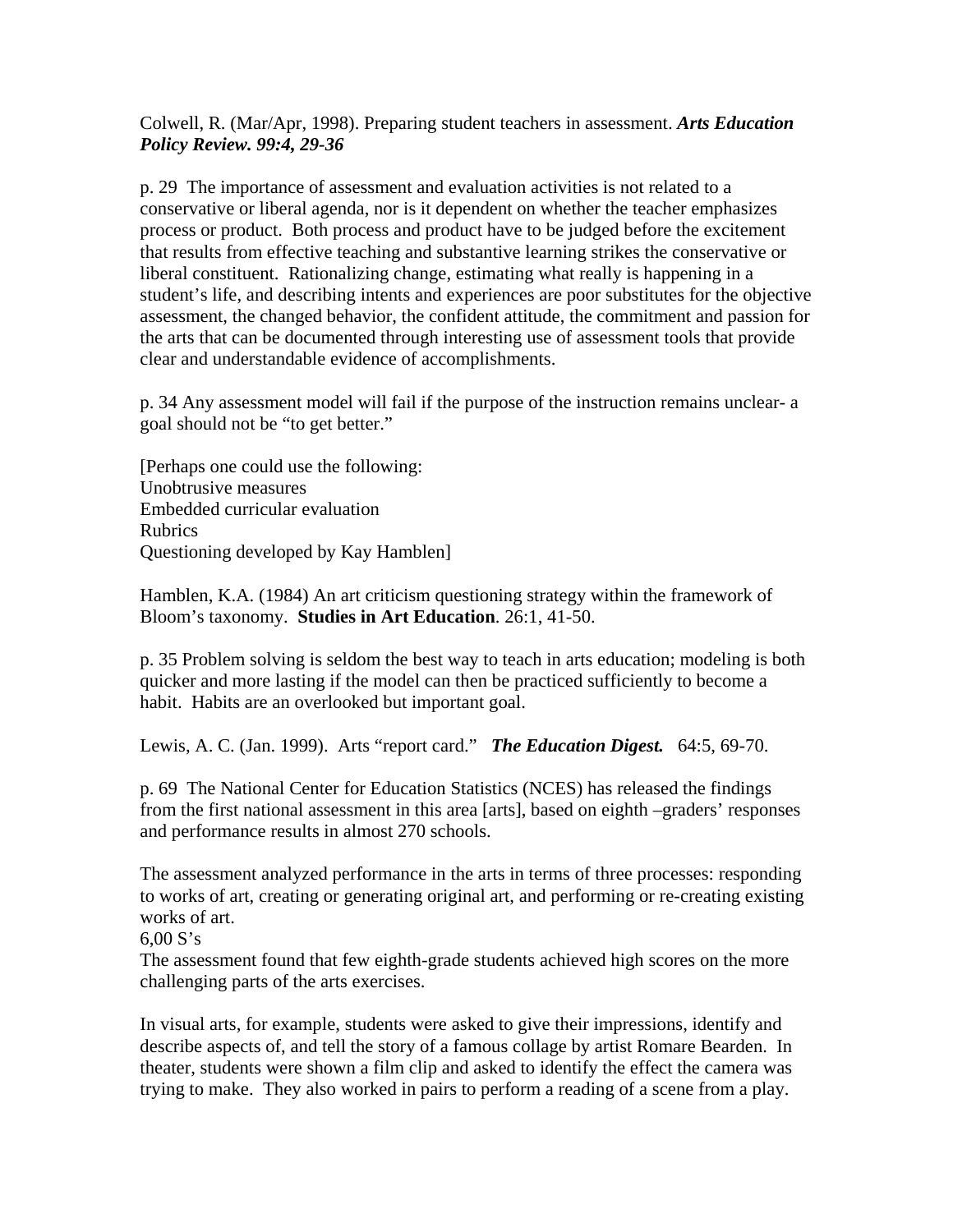Colwell, R. (Mar/Apr, 1998). Preparing student teachers in assessment. ***Arts Education Policy Review. 99:4, 29-36***

p. 29  The importance of assessment and evaluation activities is not related to a conservative or liberal agenda, nor is it dependent on whether the teacher emphasizes process or product.  Both process and product have to be judged before the excitement that results from effective teaching and substantive learning strikes the conservative or liberal constituent.  Rationalizing change, estimating what really is happening in a student's life, and describing intents and experiences are poor substitutes for the objective assessment, the changed behavior, the confident attitude, the commitment and passion for the arts that can be documented through interesting use of assessment tools that provide clear and understandable evidence of accomplishments.

p. 34 Any assessment model will fail if the purpose of the instruction remains unclear- a goal should not be "to get better."

[Perhaps one could use the following:
Unobtrusive measures
Embedded curricular evaluation
Rubrics
Questioning developed by Kay Hamblen]

Hamblen, K.A. (1984) An art criticism questioning strategy within the framework of Bloom's taxonomy.  **Studies in Art Education**. 26:1, 41-50.

p. 35 Problem solving is seldom the best way to teach in arts education; modeling is both quicker and more lasting if the model can then be practiced sufficiently to become a habit.  Habits are an overlooked but important goal.

Lewis, A. C. (Jan. 1999).  Arts "report card."   ***The Education Digest.***   64:5, 69-70.

p. 69  The National Center for Education Statistics (NCES) has released the findings from the first national assessment in this area [arts], based on eighth –graders' responses and performance results in almost 270 schools.

The assessment analyzed performance in the arts in terms of three processes: responding to works of art, creating or generating original art, and performing or re-creating existing works of art.
6,00 S's
The assessment found that few eighth-grade students achieved high scores on the more challenging parts of the arts exercises.

In visual arts, for example, students were asked to give their impressions, identify and describe aspects of, and tell the story of a famous collage by artist Romare Bearden.  In theater, students were shown a film clip and asked to identify the effect the camera was trying to make.  They also worked in pairs to perform a reading of a scene from a play.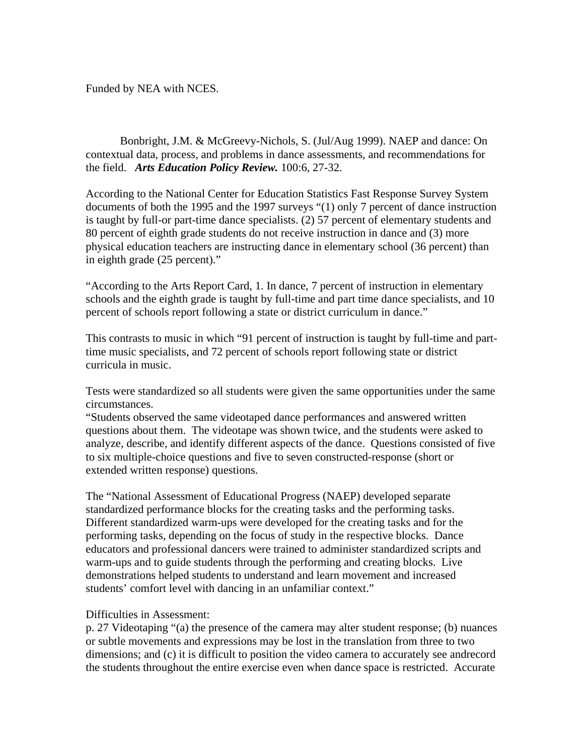Funded by NEA with NCES.

Bonbright, J.M. & McGreevy-Nichols, S. (Jul/Aug 1999). NAEP and dance: On contextual data, process, and problems in dance assessments, and recommendations for the field. ***Arts Education Policy Review.*** 100:6, 27-32.

According to the National Center for Education Statistics Fast Response Survey System documents of both the 1995 and the 1997 surveys "(1) only 7 percent of dance instruction is taught by full-or part-time dance specialists. (2) 57 percent of elementary students and 80 percent of eighth grade students do not receive instruction in dance and (3) more physical education teachers are instructing dance in elementary school (36 percent) than in eighth grade (25 percent)."

"According to the Arts Report Card, 1. In dance, 7 percent of instruction in elementary schools and the eighth grade is taught by full-time and part time dance specialists, and 10 percent of schools report following a state or district curriculum in dance."

This contrasts to music in which "91 percent of instruction is taught by full-time and part-time music specialists, and 72 percent of schools report following state or district curricula in music.

Tests were standardized so all students were given the same opportunities under the same circumstances.
"Students observed the same videotaped dance performances and answered written questions about them. The videotape was shown twice, and the students were asked to analyze, describe, and identify different aspects of the dance. Questions consisted of five to six multiple-choice questions and five to seven constructed-response (short or extended written response) questions.

The "National Assessment of Educational Progress (NAEP) developed separate standardized performance blocks for the creating tasks and the performing tasks. Different standardized warm-ups were developed for the creating tasks and for the performing tasks, depending on the focus of study in the respective blocks. Dance educators and professional dancers were trained to administer standardized scripts and warm-ups and to guide students through the performing and creating blocks. Live demonstrations helped students to understand and learn movement and increased students' comfort level with dancing in an unfamiliar context."

Difficulties in Assessment:
p. 27 Videotaping "(a) the presence of the camera may alter student response; (b) nuances or subtle movements and expressions may be lost in the translation from three to two dimensions; and (c) it is difficult to position the video camera to accurately see andrecord the students throughout the entire exercise even when dance space is restricted. Accurate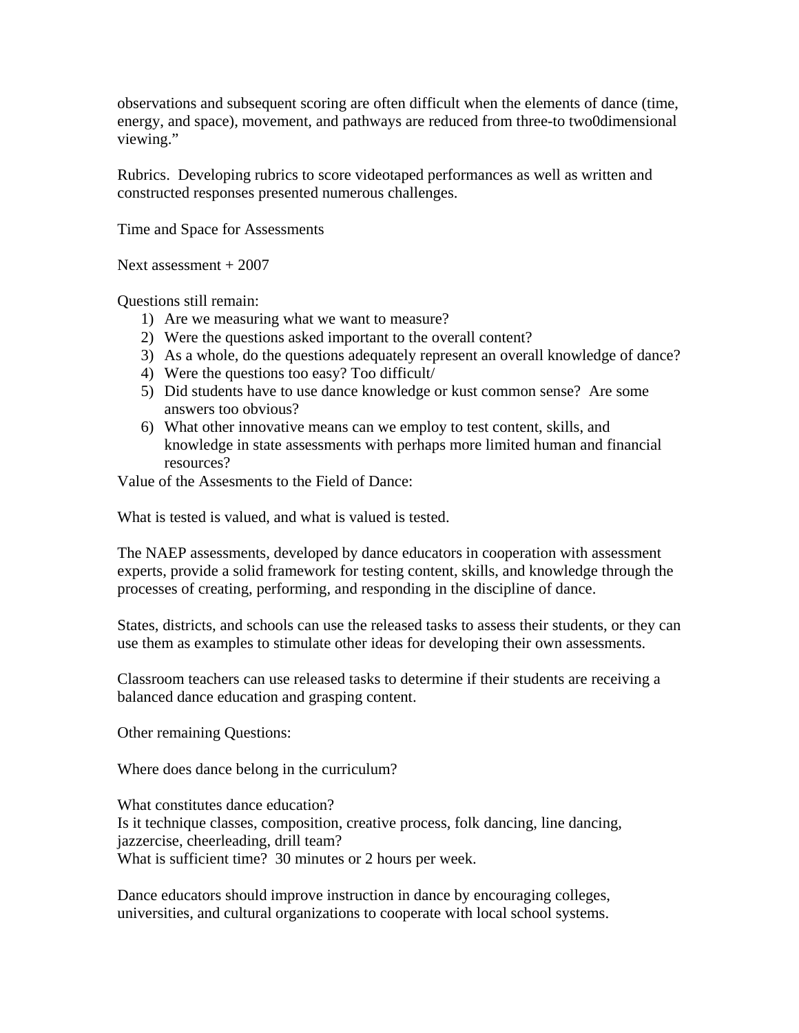observations and subsequent scoring are often difficult when the elements of dance (time, energy, and space), movement, and pathways are reduced from three-to two0dimensional viewing."

Rubrics. Developing rubrics to score videotaped performances as well as written and constructed responses presented numerous challenges.

Time and Space for Assessments

Next assessment + 2007

Questions still remain:

1) Are we measuring what we want to measure?
2) Were the questions asked important to the overall content?
3) As a whole, do the questions adequately represent an overall knowledge of dance?
4) Were the questions too easy? Too difficult/
5) Did students have to use dance knowledge or kust common sense? Are some answers too obvious?
6) What other innovative means can we employ to test content, skills, and knowledge in state assessments with perhaps more limited human and financial resources?

Value of the Assesments to the Field of Dance:

What is tested is valued, and what is valued is tested.

The NAEP assessments, developed by dance educators in cooperation with assessment experts, provide a solid framework for testing content, skills, and knowledge through the processes of creating, performing, and responding in the discipline of dance.

States, districts, and schools can use the released tasks to assess their students, or they can use them as examples to stimulate other ideas for developing their own assessments.

Classroom teachers can use released tasks to determine if their students are receiving a balanced dance education and grasping content.

Other remaining Questions:

Where does dance belong in the curriculum?

What constitutes dance education?
Is it technique classes, composition, creative process, folk dancing, line dancing, jazzercise, cheerleading, drill team?
What is sufficient time? 30 minutes or 2 hours per week.

Dance educators should improve instruction in dance by encouraging colleges, universities, and cultural organizations to cooperate with local school systems.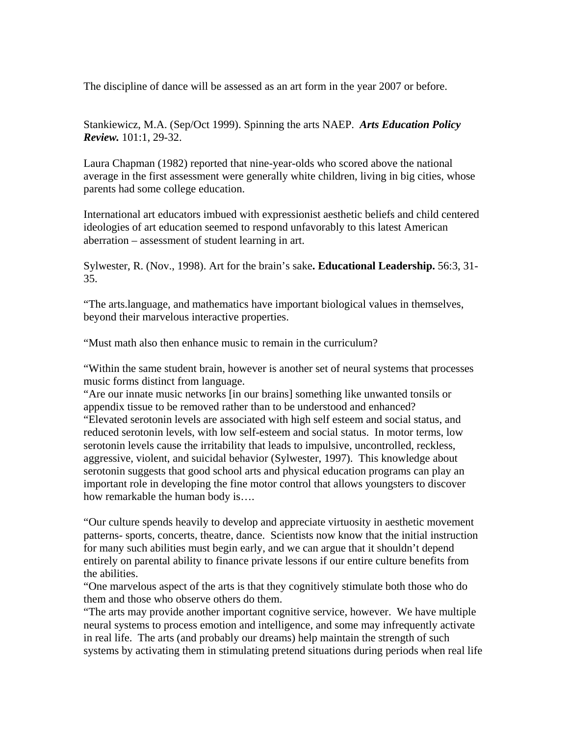The discipline of dance will be assessed as an art form in the year 2007 or before.

Stankiewicz, M.A. (Sep/Oct 1999). Spinning the arts NAEP. ***Arts Education Policy Review.*** 101:1, 29-32.

Laura Chapman (1982) reported that nine-year-olds who scored above the national average in the first assessment were generally white children, living in big cities, whose parents had some college education.

International art educators imbued with expressionist aesthetic beliefs and child centered ideologies of art education seemed to respond unfavorably to this latest American aberration – assessment of student learning in art.

Sylwester, R. (Nov., 1998). Art for the brain's sake**. Educational Leadership.** 56:3, 31-35.

"The arts.language, and mathematics have important biological values in themselves, beyond their marvelous interactive properties.

"Must math also then enhance music to remain in the curriculum?

"Within the same student brain, however is another set of neural systems that processes music forms distinct from language.
"Are our innate music networks [in our brains] something like unwanted tonsils or appendix tissue to be removed rather than to be understood and enhanced?
"Elevated serotonin levels are associated with high self esteem and social status, and reduced serotonin levels, with low self-esteem and social status. In motor terms, low serotonin levels cause the irritability that leads to impulsive, uncontrolled, reckless, aggressive, violent, and suicidal behavior (Sylwester, 1997). This knowledge about serotonin suggests that good school arts and physical education programs can play an important role in developing the fine motor control that allows youngsters to discover how remarkable the human body is….

"Our culture spends heavily to develop and appreciate virtuosity in aesthetic movement patterns- sports, concerts, theatre, dance. Scientists now know that the initial instruction for many such abilities must begin early, and we can argue that it shouldn't depend entirely on parental ability to finance private lessons if our entire culture benefits from the abilities.
"One marvelous aspect of the arts is that they cognitively stimulate both those who do them and those who observe others do them.
"The arts may provide another important cognitive service, however. We have multiple neural systems to process emotion and intelligence, and some may infrequently activate in real life. The arts (and probably our dreams) help maintain the strength of such systems by activating them in stimulating pretend situations during periods when real life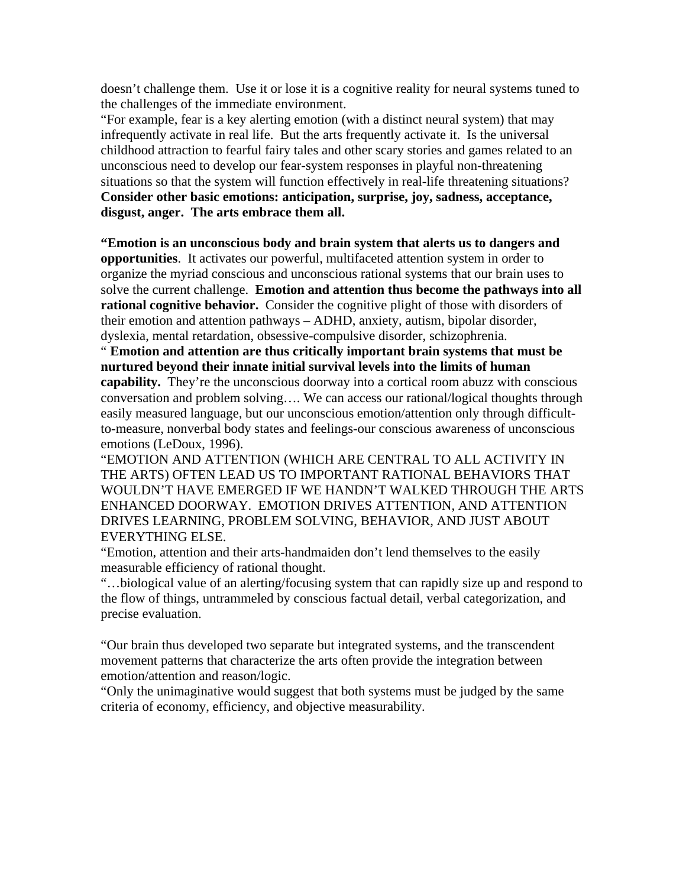doesn’t challenge them. Use it or lose it is a cognitive reality for neural systems tuned to the challenges of the immediate environment.

“For example, fear is a key alerting emotion (with a distinct neural system) that may infrequently activate in real life. But the arts frequently activate it. Is the universal childhood attraction to fearful fairy tales and other scary stories and games related to an unconscious need to develop our fear-system responses in playful non-threatening situations so that the system will function effectively in real-life threatening situations? **Consider other basic emotions: anticipation, surprise, joy, sadness, acceptance, disgust, anger. The arts embrace them all.**

**“Emotion is an unconscious body and brain system that alerts us to dangers and opportunities**. It activates our powerful, multifaceted attention system in order to organize the myriad conscious and unconscious rational systems that our brain uses to solve the current challenge. **Emotion and attention thus become the pathways into all rational cognitive behavior.** Consider the cognitive plight of those with disorders of their emotion and attention pathways – ADHD, anxiety, autism, bipolar disorder, dyslexia, mental retardation, obsessive-compulsive disorder, schizophrenia.

“ **Emotion and attention are thus critically important brain systems that must be nurtured beyond their innate initial survival levels into the limits of human capability.** They’re the unconscious doorway into a cortical room abuzz with conscious conversation and problem solving…. We can access our rational/logical thoughts through easily measured language, but our unconscious emotion/attention only through difficult-to-measure, nonverbal body states and feelings-our conscious awareness of unconscious emotions (LeDoux, 1996).

“EMOTION AND ATTENTION (WHICH ARE CENTRAL TO ALL ACTIVITY IN THE ARTS) OFTEN LEAD US TO IMPORTANT RATIONAL BEHAVIORS THAT WOULDN’T HAVE EMERGED IF WE HANDN’T WALKED THROUGH THE ARTS ENHANCED DOORWAY. EMOTION DRIVES ATTENTION, AND ATTENTION DRIVES LEARNING, PROBLEM SOLVING, BEHAVIOR, AND JUST ABOUT EVERYTHING ELSE.

“Emotion, attention and their arts-handmaiden don’t lend themselves to the easily measurable efficiency of rational thought.

“…biological value of an alerting/focusing system that can rapidly size up and respond to the flow of things, untrammeled by conscious factual detail, verbal categorization, and precise evaluation.

“Our brain thus developed two separate but integrated systems, and the transcendent movement patterns that characterize the arts often provide the integration between emotion/attention and reason/logic.

“Only the unimaginative would suggest that both systems must be judged by the same criteria of economy, efficiency, and objective measurability.